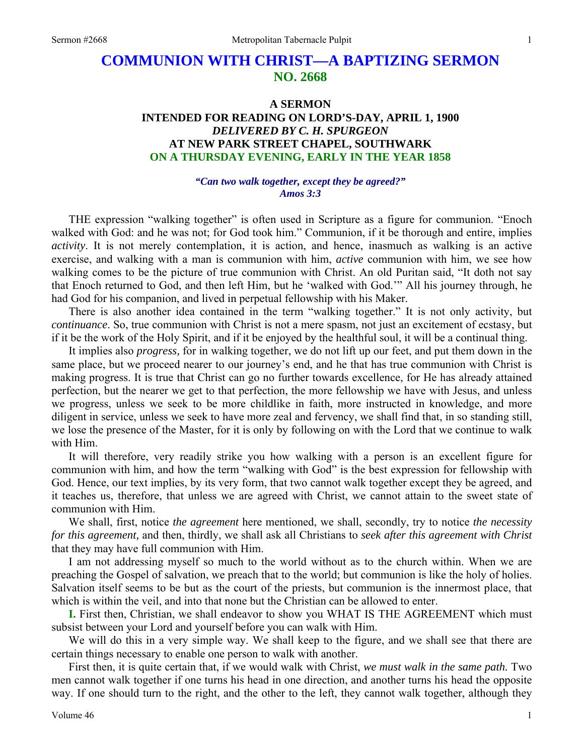# COMMUNION WITH CHRIST—A BAPTIZING SERMON
## NO. 2668

### A SERMON
### INTENDED FOR READING ON LORD'S-DAY, APRIL 1, 1900
### *DELIVERED BY C. H. SPURGEON*
### AT NEW PARK STREET CHAPEL, SOUTHWARK
### ON A THURSDAY EVENING, EARLY IN THE YEAR 1858

***"Can two walk together, except they be agreed?"***
***Amos 3:3***

THE expression "walking together" is often used in Scripture as a figure for communion. "Enoch walked with God: and he was not; for God took him." Communion, if it be thorough and entire, implies *activity*. It is not merely contemplation, it is action, and hence, inasmuch as walking is an active exercise, and walking with a man is communion with him, *active* communion with him, we see how walking comes to be the picture of true communion with Christ. An old Puritan said, "It doth not say that Enoch returned to God, and then left Him, but he 'walked with God.'" All his journey through, he had God for his companion, and lived in perpetual fellowship with his Maker.

There is also another idea contained in the term "walking together." It is not only activity, but *continuance*. So, true communion with Christ is not a mere spasm, not just an excitement of ecstasy, but if it be the work of the Holy Spirit, and if it be enjoyed by the healthful soul, it will be a continual thing.

It implies also *progress,* for in walking together, we do not lift up our feet, and put them down in the same place, but we proceed nearer to our journey's end, and he that has true communion with Christ is making progress. It is true that Christ can go no further towards excellence, for He has already attained perfection, but the nearer we get to that perfection, the more fellowship we have with Jesus, and unless we progress, unless we seek to be more childlike in faith, more instructed in knowledge, and more diligent in service, unless we seek to have more zeal and fervency, we shall find that, in so standing still, we lose the presence of the Master, for it is only by following on with the Lord that we continue to walk with Him.

It will therefore, very readily strike you how walking with a person is an excellent figure for communion with him, and how the term "walking with God" is the best expression for fellowship with God. Hence, our text implies, by its very form, that two cannot walk together except they be agreed, and it teaches us, therefore, that unless we are agreed with Christ, we cannot attain to the sweet state of communion with Him.

We shall, first, notice *the agreement* here mentioned, we shall, secondly, try to notice *the necessity for this agreement,* and then, thirdly, we shall ask all Christians to *seek after this agreement with Christ* that they may have full communion with Him.

I am not addressing myself so much to the world without as to the church within. When we are preaching the Gospel of salvation, we preach that to the world; but communion is like the holy of holies. Salvation itself seems to be but as the court of the priests, but communion is the innermost place, that which is within the veil, and into that none but the Christian can be allowed to enter.

**I.** First then, Christian, we shall endeavor to show you WHAT IS THE AGREEMENT which must subsist between your Lord and yourself before you can walk with Him.

We will do this in a very simple way. We shall keep to the figure, and we shall see that there are certain things necessary to enable one person to walk with another.

First then, it is quite certain that, if we would walk with Christ, *we must walk in the same path.* Two men cannot walk together if one turns his head in one direction, and another turns his head the opposite way. If one should turn to the right, and the other to the left, they cannot walk together, although they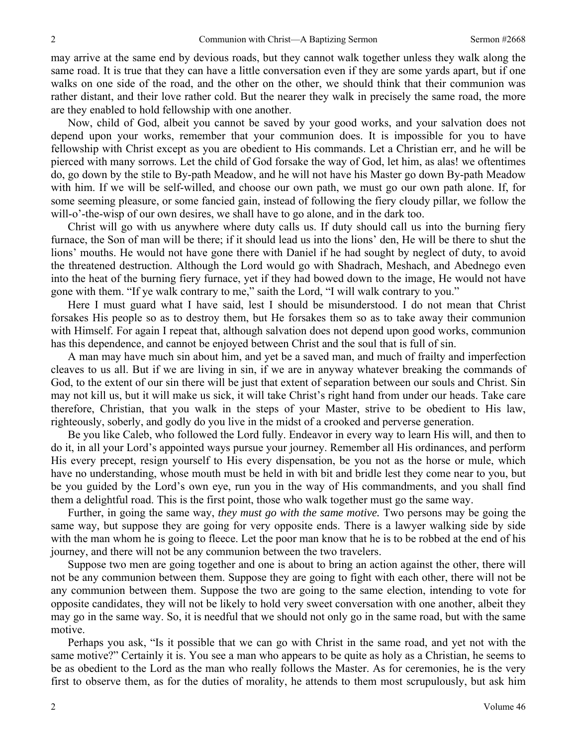may arrive at the same end by devious roads, but they cannot walk together unless they walk along the same road. It is true that they can have a little conversation even if they are some yards apart, but if one walks on one side of the road, and the other on the other, we should think that their communion was rather distant, and their love rather cold. But the nearer they walk in precisely the same road, the more are they enabled to hold fellowship with one another.

Now, child of God, albeit you cannot be saved by your good works, and your salvation does not depend upon your works, remember that your communion does. It is impossible for you to have fellowship with Christ except as you are obedient to His commands. Let a Christian err, and he will be pierced with many sorrows. Let the child of God forsake the way of God, let him, as alas! we oftentimes do, go down by the stile to By-path Meadow, and he will not have his Master go down By-path Meadow with him. If we will be self-willed, and choose our own path, we must go our own path alone. If, for some seeming pleasure, or some fancied gain, instead of following the fiery cloudy pillar, we follow the will-o'-the-wisp of our own desires, we shall have to go alone, and in the dark too.

Christ will go with us anywhere where duty calls us. If duty should call us into the burning fiery furnace, the Son of man will be there; if it should lead us into the lions' den, He will be there to shut the lions' mouths. He would not have gone there with Daniel if he had sought by neglect of duty, to avoid the threatened destruction. Although the Lord would go with Shadrach, Meshach, and Abednego even into the heat of the burning fiery furnace, yet if they had bowed down to the image, He would not have gone with them. "If ye walk contrary to me," saith the Lord, "I will walk contrary to you."

Here I must guard what I have said, lest I should be misunderstood. I do not mean that Christ forsakes His people so as to destroy them, but He forsakes them so as to take away their communion with Himself. For again I repeat that, although salvation does not depend upon good works, communion has this dependence, and cannot be enjoyed between Christ and the soul that is full of sin.

A man may have much sin about him, and yet be a saved man, and much of frailty and imperfection cleaves to us all. But if we are living in sin, if we are in anyway whatever breaking the commands of God, to the extent of our sin there will be just that extent of separation between our souls and Christ. Sin may not kill us, but it will make us sick, it will take Christ's right hand from under our heads. Take care therefore, Christian, that you walk in the steps of your Master, strive to be obedient to His law, righteously, soberly, and godly do you live in the midst of a crooked and perverse generation.

Be you like Caleb, who followed the Lord fully. Endeavor in every way to learn His will, and then to do it, in all your Lord's appointed ways pursue your journey. Remember all His ordinances, and perform His every precept, resign yourself to His every dispensation, be you not as the horse or mule, which have no understanding, whose mouth must be held in with bit and bridle lest they come near to you, but be you guided by the Lord's own eye, run you in the way of His commandments, and you shall find them a delightful road. This is the first point, those who walk together must go the same way.

Further, in going the same way, *they must go with the same motive.* Two persons may be going the same way, but suppose they are going for very opposite ends. There is a lawyer walking side by side with the man whom he is going to fleece. Let the poor man know that he is to be robbed at the end of his journey, and there will not be any communion between the two travelers.

Suppose two men are going together and one is about to bring an action against the other, there will not be any communion between them. Suppose they are going to fight with each other, there will not be any communion between them. Suppose the two are going to the same election, intending to vote for opposite candidates, they will not be likely to hold very sweet conversation with one another, albeit they may go in the same way. So, it is needful that we should not only go in the same road, but with the same motive.

Perhaps you ask, "Is it possible that we can go with Christ in the same road, and yet not with the same motive?" Certainly it is. You see a man who appears to be quite as holy as a Christian, he seems to be as obedient to the Lord as the man who really follows the Master. As for ceremonies, he is the very first to observe them, as for the duties of morality, he attends to them most scrupulously, but ask him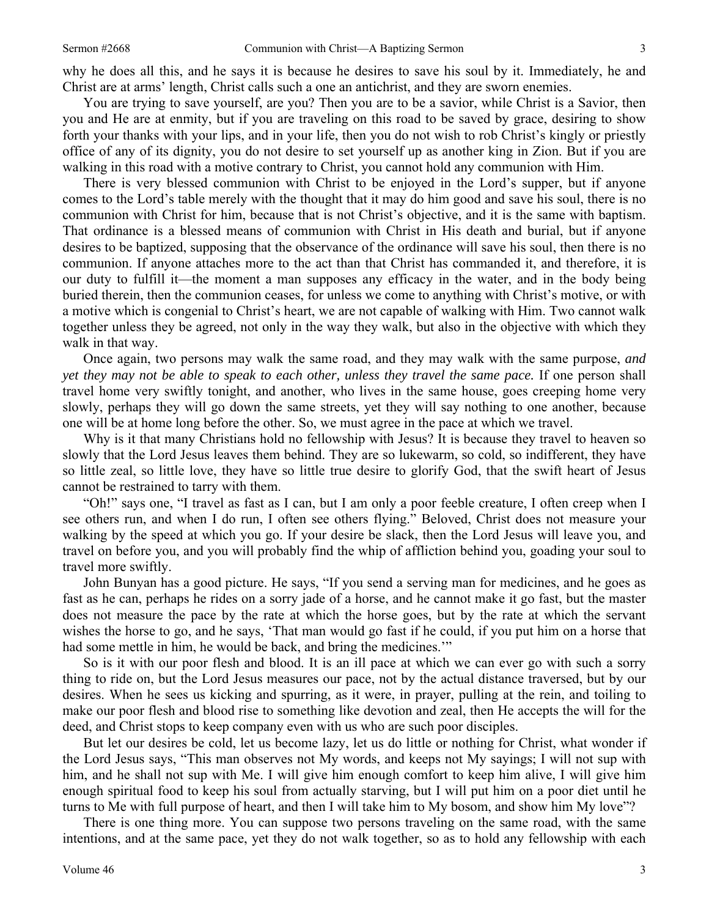why he does all this, and he says it is because he desires to save his soul by it. Immediately, he and Christ are at arms' length, Christ calls such a one an antichrist, and they are sworn enemies.

You are trying to save yourself, are you? Then you are to be a savior, while Christ is a Savior, then you and He are at enmity, but if you are traveling on this road to be saved by grace, desiring to show forth your thanks with your lips, and in your life, then you do not wish to rob Christ's kingly or priestly office of any of its dignity, you do not desire to set yourself up as another king in Zion. But if you are walking in this road with a motive contrary to Christ, you cannot hold any communion with Him.

There is very blessed communion with Christ to be enjoyed in the Lord's supper, but if anyone comes to the Lord's table merely with the thought that it may do him good and save his soul, there is no communion with Christ for him, because that is not Christ's objective, and it is the same with baptism. That ordinance is a blessed means of communion with Christ in His death and burial, but if anyone desires to be baptized, supposing that the observance of the ordinance will save his soul, then there is no communion. If anyone attaches more to the act than that Christ has commanded it, and therefore, it is our duty to fulfill it—the moment a man supposes any efficacy in the water, and in the body being buried therein, then the communion ceases, for unless we come to anything with Christ's motive, or with a motive which is congenial to Christ's heart, we are not capable of walking with Him. Two cannot walk together unless they be agreed, not only in the way they walk, but also in the objective with which they walk in that way.

Once again, two persons may walk the same road, and they may walk with the same purpose, *and yet they may not be able to speak to each other, unless they travel the same pace.* If one person shall travel home very swiftly tonight, and another, who lives in the same house, goes creeping home very slowly, perhaps they will go down the same streets, yet they will say nothing to one another, because one will be at home long before the other. So, we must agree in the pace at which we travel.

Why is it that many Christians hold no fellowship with Jesus? It is because they travel to heaven so slowly that the Lord Jesus leaves them behind. They are so lukewarm, so cold, so indifferent, they have so little zeal, so little love, they have so little true desire to glorify God, that the swift heart of Jesus cannot be restrained to tarry with them.

"Oh!" says one, "I travel as fast as I can, but I am only a poor feeble creature, I often creep when I see others run, and when I do run, I often see others flying." Beloved, Christ does not measure your walking by the speed at which you go. If your desire be slack, then the Lord Jesus will leave you, and travel on before you, and you will probably find the whip of affliction behind you, goading your soul to travel more swiftly.

John Bunyan has a good picture. He says, "If you send a serving man for medicines, and he goes as fast as he can, perhaps he rides on a sorry jade of a horse, and he cannot make it go fast, but the master does not measure the pace by the rate at which the horse goes, but by the rate at which the servant wishes the horse to go, and he says, 'That man would go fast if he could, if you put him on a horse that had some mettle in him, he would be back, and bring the medicines.'"

So is it with our poor flesh and blood. It is an ill pace at which we can ever go with such a sorry thing to ride on, but the Lord Jesus measures our pace, not by the actual distance traversed, but by our desires. When he sees us kicking and spurring, as it were, in prayer, pulling at the rein, and toiling to make our poor flesh and blood rise to something like devotion and zeal, then He accepts the will for the deed, and Christ stops to keep company even with us who are such poor disciples.

But let our desires be cold, let us become lazy, let us do little or nothing for Christ, what wonder if the Lord Jesus says, "This man observes not My words, and keeps not My sayings; I will not sup with him, and he shall not sup with Me. I will give him enough comfort to keep him alive, I will give him enough spiritual food to keep his soul from actually starving, but I will put him on a poor diet until he turns to Me with full purpose of heart, and then I will take him to My bosom, and show him My love"?

There is one thing more. You can suppose two persons traveling on the same road, with the same intentions, and at the same pace, yet they do not walk together, so as to hold any fellowship with each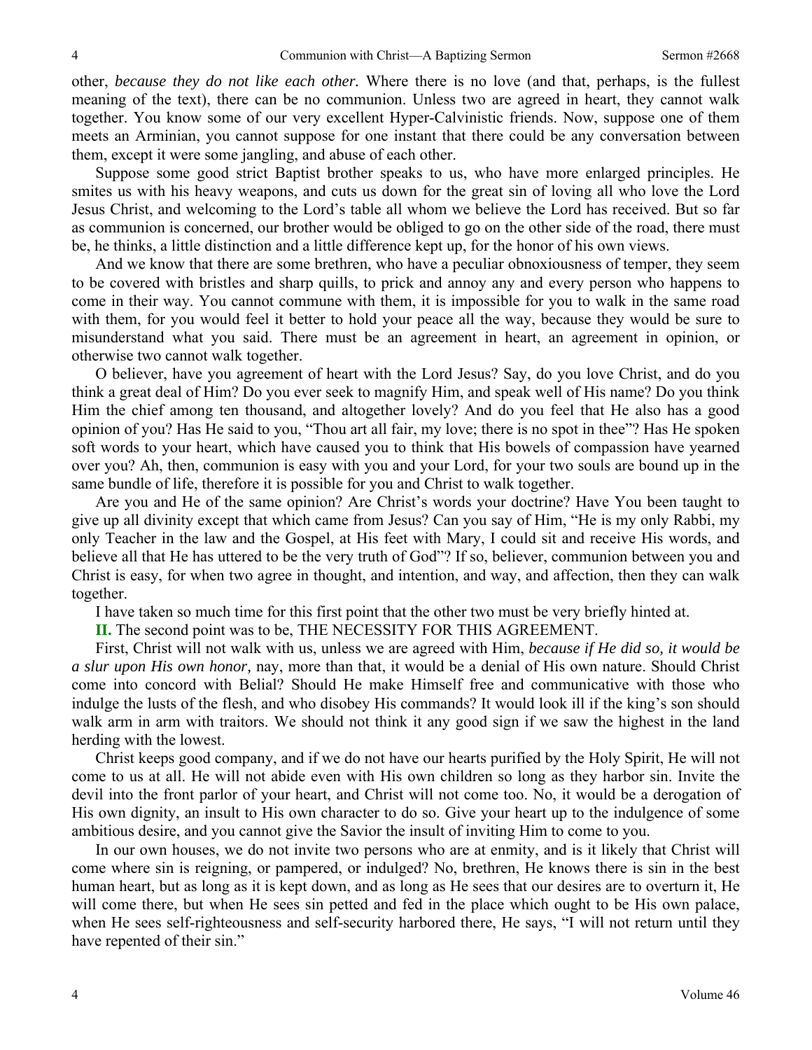other, *because they do not like each other.* Where there is no love (and that, perhaps, is the fullest meaning of the text), there can be no communion. Unless two are agreed in heart, they cannot walk together. You know some of our very excellent Hyper-Calvinistic friends. Now, suppose one of them meets an Arminian, you cannot suppose for one instant that there could be any conversation between them, except it were some jangling, and abuse of each other.

Suppose some good strict Baptist brother speaks to us, who have more enlarged principles. He smites us with his heavy weapons, and cuts us down for the great sin of loving all who love the Lord Jesus Christ, and welcoming to the Lord's table all whom we believe the Lord has received. But so far as communion is concerned, our brother would be obliged to go on the other side of the road, there must be, he thinks, a little distinction and a little difference kept up, for the honor of his own views.

And we know that there are some brethren, who have a peculiar obnoxiousness of temper, they seem to be covered with bristles and sharp quills, to prick and annoy any and every person who happens to come in their way. You cannot commune with them, it is impossible for you to walk in the same road with them, for you would feel it better to hold your peace all the way, because they would be sure to misunderstand what you said. There must be an agreement in heart, an agreement in opinion, or otherwise two cannot walk together.

O believer, have you agreement of heart with the Lord Jesus? Say, do you love Christ, and do you think a great deal of Him? Do you ever seek to magnify Him, and speak well of His name? Do you think Him the chief among ten thousand, and altogether lovely? And do you feel that He also has a good opinion of you? Has He said to you, "Thou art all fair, my love; there is no spot in thee"? Has He spoken soft words to your heart, which have caused you to think that His bowels of compassion have yearned over you? Ah, then, communion is easy with you and your Lord, for your two souls are bound up in the same bundle of life, therefore it is possible for you and Christ to walk together.

Are you and He of the same opinion? Are Christ's words your doctrine? Have You been taught to give up all divinity except that which came from Jesus? Can you say of Him, "He is my only Rabbi, my only Teacher in the law and the Gospel, at His feet with Mary, I could sit and receive His words, and believe all that He has uttered to be the very truth of God"? If so, believer, communion between you and Christ is easy, for when two agree in thought, and intention, and way, and affection, then they can walk together.

I have taken so much time for this first point that the other two must be very briefly hinted at.

**II.** The second point was to be, THE NECESSITY FOR THIS AGREEMENT.

First, Christ will not walk with us, unless we are agreed with Him, *because if He did so, it would be a slur upon His own honor,* nay, more than that, it would be a denial of His own nature. Should Christ come into concord with Belial? Should He make Himself free and communicative with those who indulge the lusts of the flesh, and who disobey His commands? It would look ill if the king's son should walk arm in arm with traitors. We should not think it any good sign if we saw the highest in the land herding with the lowest.

Christ keeps good company, and if we do not have our hearts purified by the Holy Spirit, He will not come to us at all. He will not abide even with His own children so long as they harbor sin. Invite the devil into the front parlor of your heart, and Christ will not come too. No, it would be a derogation of His own dignity, an insult to His own character to do so. Give your heart up to the indulgence of some ambitious desire, and you cannot give the Savior the insult of inviting Him to come to you.

In our own houses, we do not invite two persons who are at enmity, and is it likely that Christ will come where sin is reigning, or pampered, or indulged? No, brethren, He knows there is sin in the best human heart, but as long as it is kept down, and as long as He sees that our desires are to overturn it, He will come there, but when He sees sin petted and fed in the place which ought to be His own palace, when He sees self-righteousness and self-security harbored there, He says, "I will not return until they have repented of their sin."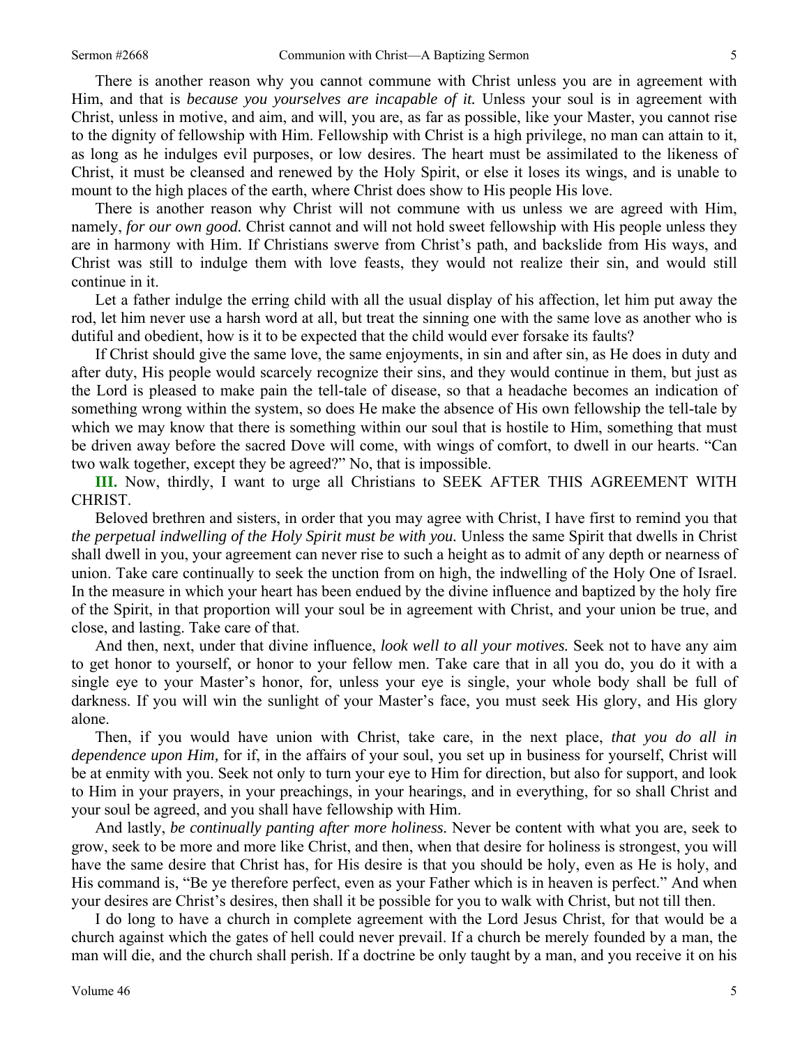There is another reason why you cannot commune with Christ unless you are in agreement with Him, and that is *because you yourselves are incapable of it.* Unless your soul is in agreement with Christ, unless in motive, and aim, and will, you are, as far as possible, like your Master, you cannot rise to the dignity of fellowship with Him. Fellowship with Christ is a high privilege, no man can attain to it, as long as he indulges evil purposes, or low desires. The heart must be assimilated to the likeness of Christ, it must be cleansed and renewed by the Holy Spirit, or else it loses its wings, and is unable to mount to the high places of the earth, where Christ does show to His people His love.

There is another reason why Christ will not commune with us unless we are agreed with Him, namely, *for our own good.* Christ cannot and will not hold sweet fellowship with His people unless they are in harmony with Him. If Christians swerve from Christ's path, and backslide from His ways, and Christ was still to indulge them with love feasts, they would not realize their sin, and would still continue in it.

Let a father indulge the erring child with all the usual display of his affection, let him put away the rod, let him never use a harsh word at all, but treat the sinning one with the same love as another who is dutiful and obedient, how is it to be expected that the child would ever forsake its faults?

If Christ should give the same love, the same enjoyments, in sin and after sin, as He does in duty and after duty, His people would scarcely recognize their sins, and they would continue in them, but just as the Lord is pleased to make pain the tell-tale of disease, so that a headache becomes an indication of something wrong within the system, so does He make the absence of His own fellowship the tell-tale by which we may know that there is something within our soul that is hostile to Him, something that must be driven away before the sacred Dove will come, with wings of comfort, to dwell in our hearts. "Can two walk together, except they be agreed?" No, that is impossible.

**III.** Now, thirdly, I want to urge all Christians to SEEK AFTER THIS AGREEMENT WITH CHRIST.

Beloved brethren and sisters, in order that you may agree with Christ, I have first to remind you that *the perpetual indwelling of the Holy Spirit must be with you.* Unless the same Spirit that dwells in Christ shall dwell in you, your agreement can never rise to such a height as to admit of any depth or nearness of union. Take care continually to seek the unction from on high, the indwelling of the Holy One of Israel. In the measure in which your heart has been endued by the divine influence and baptized by the holy fire of the Spirit, in that proportion will your soul be in agreement with Christ, and your union be true, and close, and lasting. Take care of that.

And then, next, under that divine influence, *look well to all your motives.* Seek not to have any aim to get honor to yourself, or honor to your fellow men. Take care that in all you do, you do it with a single eye to your Master's honor, for, unless your eye is single, your whole body shall be full of darkness. If you will win the sunlight of your Master's face, you must seek His glory, and His glory alone.

Then, if you would have union with Christ, take care, in the next place, *that you do all in dependence upon Him,* for if, in the affairs of your soul, you set up in business for yourself, Christ will be at enmity with you. Seek not only to turn your eye to Him for direction, but also for support, and look to Him in your prayers, in your preachings, in your hearings, and in everything, for so shall Christ and your soul be agreed, and you shall have fellowship with Him.

And lastly, *be continually panting after more holiness.* Never be content with what you are, seek to grow, seek to be more and more like Christ, and then, when that desire for holiness is strongest, you will have the same desire that Christ has, for His desire is that you should be holy, even as He is holy, and His command is, "Be ye therefore perfect, even as your Father which is in heaven is perfect." And when your desires are Christ's desires, then shall it be possible for you to walk with Christ, but not till then.

I do long to have a church in complete agreement with the Lord Jesus Christ, for that would be a church against which the gates of hell could never prevail. If a church be merely founded by a man, the man will die, and the church shall perish. If a doctrine be only taught by a man, and you receive it on his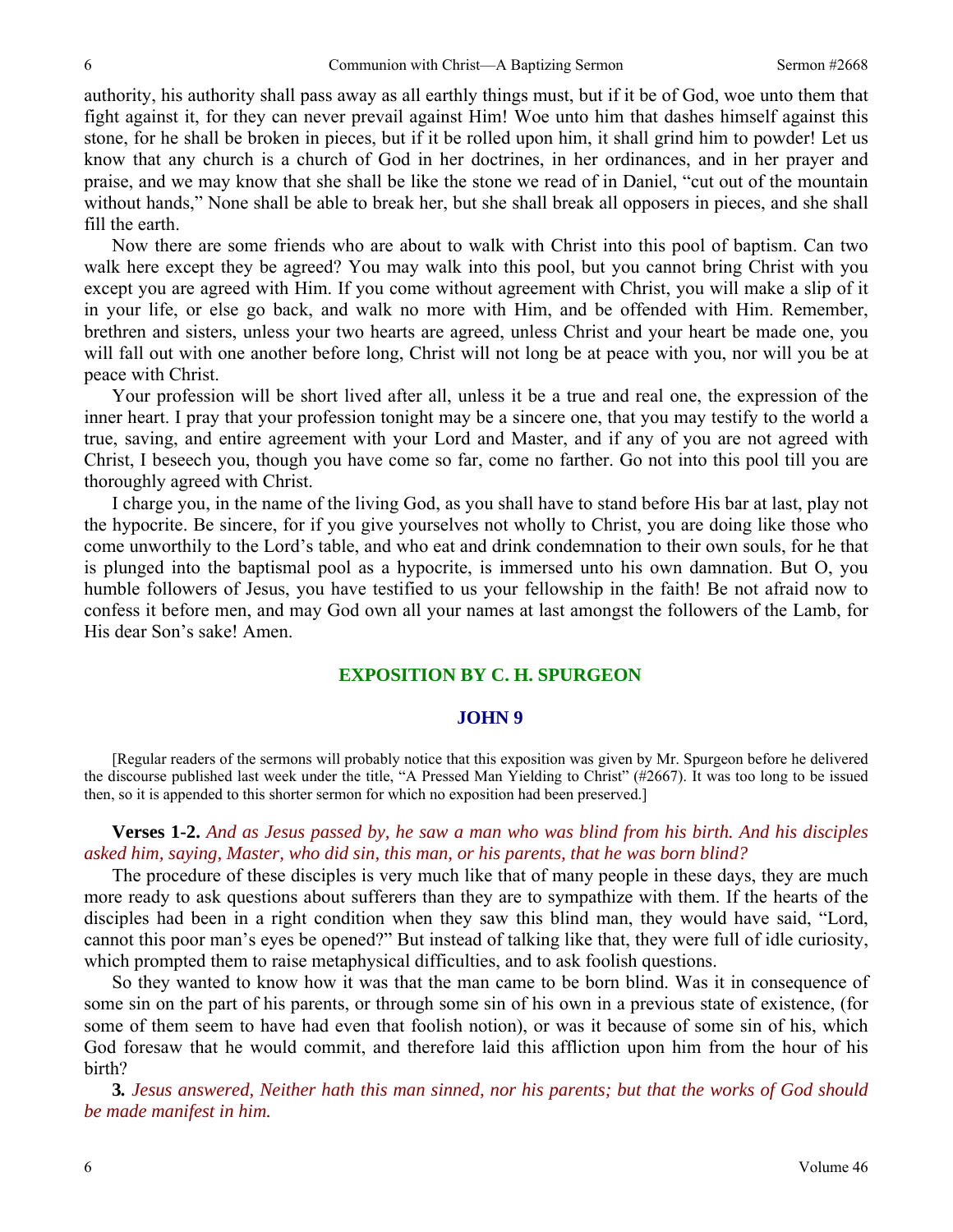authority, his authority shall pass away as all earthly things must, but if it be of God, woe unto them that fight against it, for they can never prevail against Him! Woe unto him that dashes himself against this stone, for he shall be broken in pieces, but if it be rolled upon him, it shall grind him to powder! Let us know that any church is a church of God in her doctrines, in her ordinances, and in her prayer and praise, and we may know that she shall be like the stone we read of in Daniel, "cut out of the mountain without hands," None shall be able to break her, but she shall break all opposers in pieces, and she shall fill the earth.

Now there are some friends who are about to walk with Christ into this pool of baptism. Can two walk here except they be agreed? You may walk into this pool, but you cannot bring Christ with you except you are agreed with Him. If you come without agreement with Christ, you will make a slip of it in your life, or else go back, and walk no more with Him, and be offended with Him. Remember, brethren and sisters, unless your two hearts are agreed, unless Christ and your heart be made one, you will fall out with one another before long, Christ will not long be at peace with you, nor will you be at peace with Christ.

Your profession will be short lived after all, unless it be a true and real one, the expression of the inner heart. I pray that your profession tonight may be a sincere one, that you may testify to the world a true, saving, and entire agreement with your Lord and Master, and if any of you are not agreed with Christ, I beseech you, though you have come so far, come no farther. Go not into this pool till you are thoroughly agreed with Christ.

I charge you, in the name of the living God, as you shall have to stand before His bar at last, play not the hypocrite. Be sincere, for if you give yourselves not wholly to Christ, you are doing like those who come unworthily to the Lord's table, and who eat and drink condemnation to their own souls, for he that is plunged into the baptismal pool as a hypocrite, is immersed unto his own damnation. But O, you humble followers of Jesus, you have testified to us your fellowship in the faith! Be not afraid now to confess it before men, and may God own all your names at last amongst the followers of the Lamb, for His dear Son's sake! Amen.

## EXPOSITION BY C. H. SPURGEON

## JOHN 9

[Regular readers of the sermons will probably notice that this exposition was given by Mr. Spurgeon before he delivered the discourse published last week under the title, "A Pressed Man Yielding to Christ" (#2667). It was too long to be issued then, so it is appended to this shorter sermon for which no exposition had been preserved.]

**Verses 1-2.** *And as Jesus passed by, he saw a man who was blind from his birth. And his disciples asked him, saying, Master, who did sin, this man, or his parents, that he was born blind?*

The procedure of these disciples is very much like that of many people in these days, they are much more ready to ask questions about sufferers than they are to sympathize with them. If the hearts of the disciples had been in a right condition when they saw this blind man, they would have said, "Lord, cannot this poor man's eyes be opened?" But instead of talking like that, they were full of idle curiosity, which prompted them to raise metaphysical difficulties, and to ask foolish questions.

So they wanted to know how it was that the man came to be born blind. Was it in consequence of some sin on the part of his parents, or through some sin of his own in a previous state of existence, (for some of them seem to have had even that foolish notion), or was it because of some sin of his, which God foresaw that he would commit, and therefore laid this affliction upon him from the hour of his birth?

**3.** *Jesus answered, Neither hath this man sinned, nor his parents; but that the works of God should be made manifest in him.*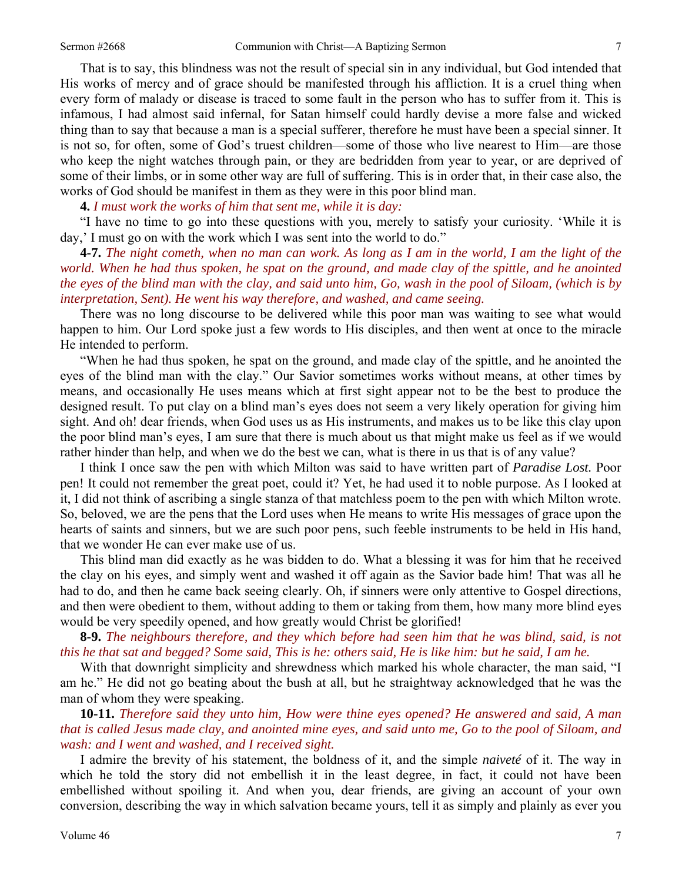That is to say, this blindness was not the result of special sin in any individual, but God intended that His works of mercy and of grace should be manifested through his affliction. It is a cruel thing when every form of malady or disease is traced to some fault in the person who has to suffer from it. This is infamous, I had almost said infernal, for Satan himself could hardly devise a more false and wicked thing than to say that because a man is a special sufferer, therefore he must have been a special sinner. It is not so, for often, some of God's truest children—some of those who live nearest to Him—are those who keep the night watches through pain, or they are bedridden from year to year, or are deprived of some of their limbs, or in some other way are full of suffering. This is in order that, in their case also, the works of God should be manifest in them as they were in this poor blind man.

**4.** *I must work the works of him that sent me, while it is day:*

"I have no time to go into these questions with you, merely to satisfy your curiosity. 'While it is day,' I must go on with the work which I was sent into the world to do."

**4-7.** *The night cometh, when no man can work. As long as I am in the world, I am the light of the world. When he had thus spoken, he spat on the ground, and made clay of the spittle, and he anointed the eyes of the blind man with the clay, and said unto him, Go, wash in the pool of Siloam, (which is by interpretation, Sent). He went his way therefore, and washed, and came seeing.*

There was no long discourse to be delivered while this poor man was waiting to see what would happen to him. Our Lord spoke just a few words to His disciples, and then went at once to the miracle He intended to perform.

"When he had thus spoken, he spat on the ground, and made clay of the spittle, and he anointed the eyes of the blind man with the clay." Our Savior sometimes works without means, at other times by means, and occasionally He uses means which at first sight appear not to be the best to produce the designed result. To put clay on a blind man's eyes does not seem a very likely operation for giving him sight. And oh! dear friends, when God uses us as His instruments, and makes us to be like this clay upon the poor blind man's eyes, I am sure that there is much about us that might make us feel as if we would rather hinder than help, and when we do the best we can, what is there in us that is of any value?

I think I once saw the pen with which Milton was said to have written part of *Paradise Lost.* Poor pen! It could not remember the great poet, could it? Yet, he had used it to noble purpose. As I looked at it, I did not think of ascribing a single stanza of that matchless poem to the pen with which Milton wrote. So, beloved, we are the pens that the Lord uses when He means to write His messages of grace upon the hearts of saints and sinners, but we are such poor pens, such feeble instruments to be held in His hand, that we wonder He can ever make use of us.

This blind man did exactly as he was bidden to do. What a blessing it was for him that he received the clay on his eyes, and simply went and washed it off again as the Savior bade him! That was all he had to do, and then he came back seeing clearly. Oh, if sinners were only attentive to Gospel directions, and then were obedient to them, without adding to them or taking from them, how many more blind eyes would be very speedily opened, and how greatly would Christ be glorified!

**8-9.** *The neighbours therefore, and they which before had seen him that he was blind, said, is not this he that sat and begged? Some said, This is he: others said, He is like him: but he said, I am he.*

With that downright simplicity and shrewdness which marked his whole character, the man said, "I am he." He did not go beating about the bush at all, but he straightway acknowledged that he was the man of whom they were speaking.

**10-11.** *Therefore said they unto him, How were thine eyes opened? He answered and said, A man that is called Jesus made clay, and anointed mine eyes, and said unto me, Go to the pool of Siloam, and wash: and I went and washed, and I received sight.*

I admire the brevity of his statement, the boldness of it, and the simple *naiveté* of it. The way in which he told the story did not embellish it in the least degree, in fact, it could not have been embellished without spoiling it. And when you, dear friends, are giving an account of your own conversion, describing the way in which salvation became yours, tell it as simply and plainly as ever you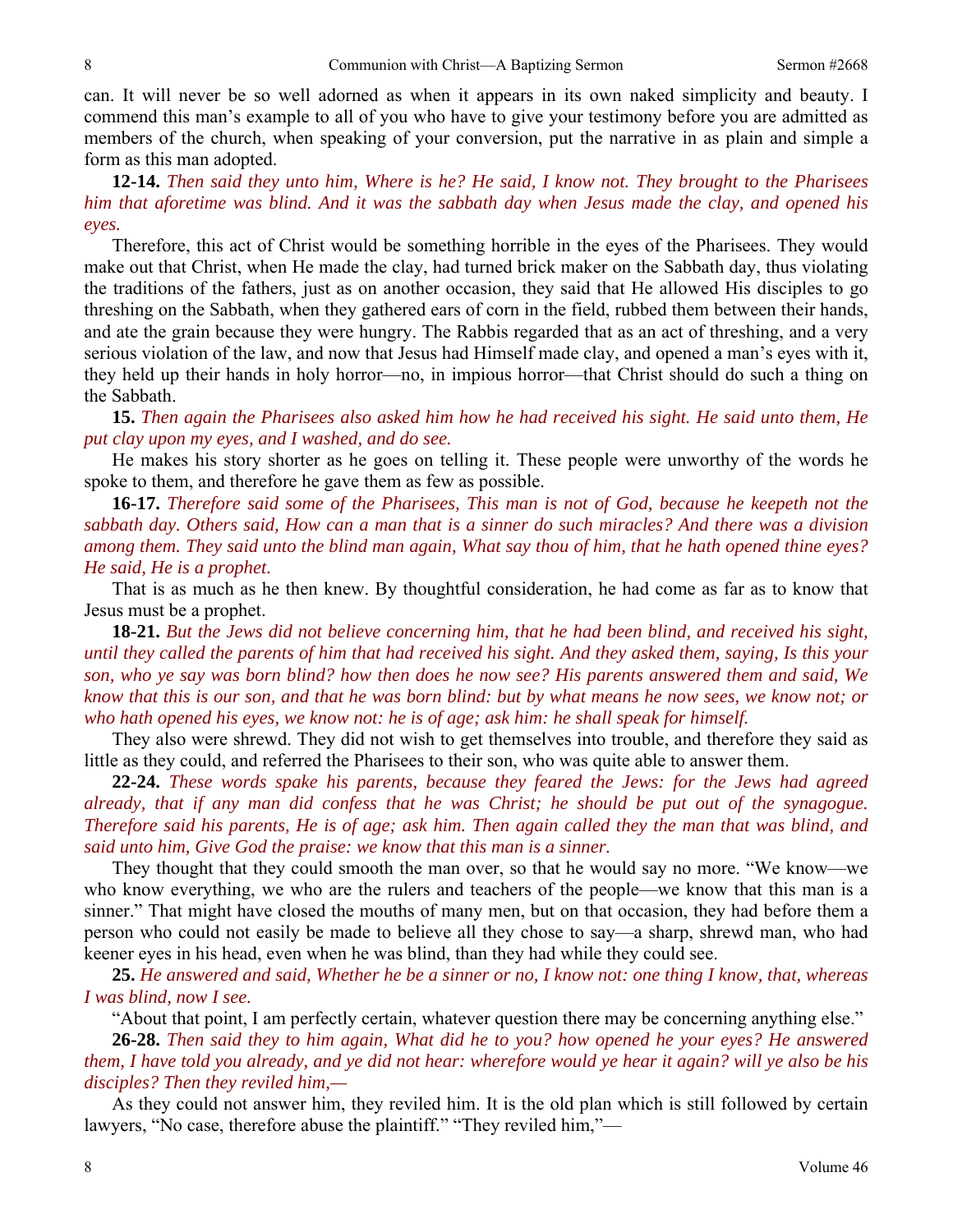can. It will never be so well adorned as when it appears in its own naked simplicity and beauty. I commend this man's example to all of you who have to give your testimony before you are admitted as members of the church, when speaking of your conversion, put the narrative in as plain and simple a form as this man adopted.

**12-14.** *Then said they unto him, Where is he? He said, I know not. They brought to the Pharisees him that aforetime was blind. And it was the sabbath day when Jesus made the clay, and opened his eyes.*

Therefore, this act of Christ would be something horrible in the eyes of the Pharisees. They would make out that Christ, when He made the clay, had turned brick maker on the Sabbath day, thus violating the traditions of the fathers, just as on another occasion, they said that He allowed His disciples to go threshing on the Sabbath, when they gathered ears of corn in the field, rubbed them between their hands, and ate the grain because they were hungry. The Rabbis regarded that as an act of threshing, and a very serious violation of the law, and now that Jesus had Himself made clay, and opened a man's eyes with it, they held up their hands in holy horror—no, in impious horror—that Christ should do such a thing on the Sabbath.

**15.** *Then again the Pharisees also asked him how he had received his sight. He said unto them, He put clay upon my eyes, and I washed, and do see.*

He makes his story shorter as he goes on telling it. These people were unworthy of the words he spoke to them, and therefore he gave them as few as possible.

**16-17.** *Therefore said some of the Pharisees, This man is not of God, because he keepeth not the sabbath day. Others said, How can a man that is a sinner do such miracles? And there was a division among them. They said unto the blind man again, What say thou of him, that he hath opened thine eyes? He said, He is a prophet.*

That is as much as he then knew. By thoughtful consideration, he had come as far as to know that Jesus must be a prophet.

**18-21.** *But the Jews did not believe concerning him, that he had been blind, and received his sight, until they called the parents of him that had received his sight. And they asked them, saying, Is this your son, who ye say was born blind? how then does he now see? His parents answered them and said, We know that this is our son, and that he was born blind: but by what means he now sees, we know not; or who hath opened his eyes, we know not: he is of age; ask him: he shall speak for himself.*

They also were shrewd. They did not wish to get themselves into trouble, and therefore they said as little as they could, and referred the Pharisees to their son, who was quite able to answer them.

**22-24.** *These words spake his parents, because they feared the Jews: for the Jews had agreed already, that if any man did confess that he was Christ; he should be put out of the synagogue. Therefore said his parents, He is of age; ask him. Then again called they the man that was blind, and said unto him, Give God the praise: we know that this man is a sinner.*

They thought that they could smooth the man over, so that he would say no more. "We know—we who know everything, we who are the rulers and teachers of the people—we know that this man is a sinner." That might have closed the mouths of many men, but on that occasion, they had before them a person who could not easily be made to believe all they chose to say—a sharp, shrewd man, who had keener eyes in his head, even when he was blind, than they had while they could see.

**25.** *He answered and said, Whether he be a sinner or no, I know not: one thing I know, that, whereas I was blind, now I see.*

"About that point, I am perfectly certain, whatever question there may be concerning anything else."

**26-28.** *Then said they to him again, What did he to you? how opened he your eyes? He answered them, I have told you already, and ye did not hear: wherefore would ye hear it again? will ye also be his disciples? Then they reviled him,—*

As they could not answer him, they reviled him. It is the old plan which is still followed by certain lawyers, "No case, therefore abuse the plaintiff." "They reviled him,"—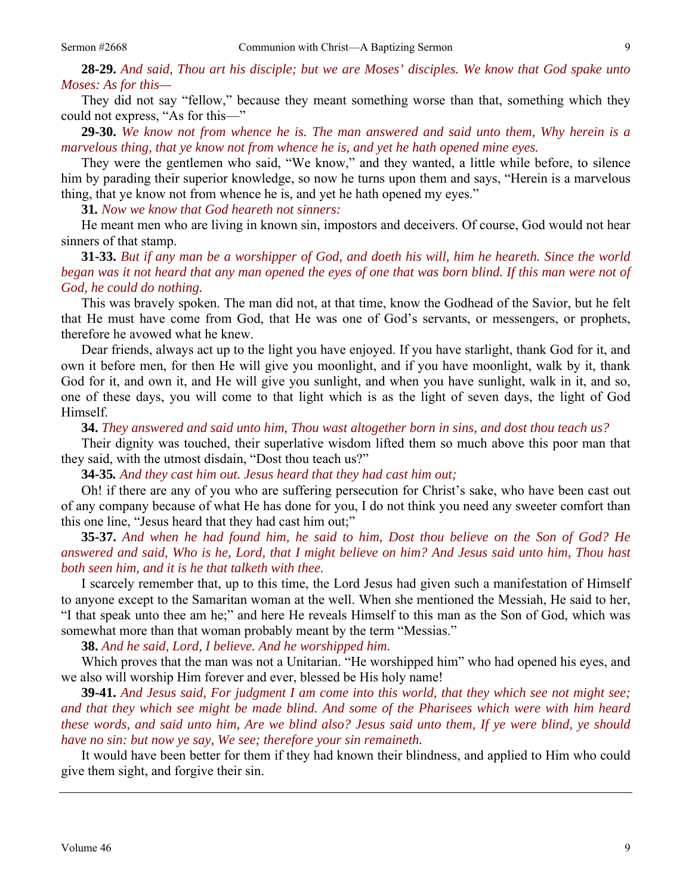**28-29.** *And said, Thou art his disciple; but we are Moses' disciples. We know that God spake unto Moses: As for this—*

They did not say "fellow," because they meant something worse than that, something which they could not express, "As for this—"

**29-30.** *We know not from whence he is. The man answered and said unto them, Why herein is a marvelous thing, that ye know not from whence he is, and yet he hath opened mine eyes.*

They were the gentlemen who said, "We know," and they wanted, a little while before, to silence him by parading their superior knowledge, so now he turns upon them and says, "Herein is a marvelous thing, that ye know not from whence he is, and yet he hath opened my eyes."

**31.** *Now we know that God heareth not sinners:*

He meant men who are living in known sin, impostors and deceivers. Of course, God would not hear sinners of that stamp.

**31-33.** *But if any man be a worshipper of God, and doeth his will, him he heareth. Since the world began was it not heard that any man opened the eyes of one that was born blind. If this man were not of God, he could do nothing.*

This was bravely spoken. The man did not, at that time, know the Godhead of the Savior, but he felt that He must have come from God, that He was one of God's servants, or messengers, or prophets, therefore he avowed what he knew.

Dear friends, always act up to the light you have enjoyed. If you have starlight, thank God for it, and own it before men, for then He will give you moonlight, and if you have moonlight, walk by it, thank God for it, and own it, and He will give you sunlight, and when you have sunlight, walk in it, and so, one of these days, you will come to that light which is as the light of seven days, the light of God Himself.

**34.** *They answered and said unto him, Thou wast altogether born in sins, and dost thou teach us?*

Their dignity was touched, their superlative wisdom lifted them so much above this poor man that they said, with the utmost disdain, "Dost thou teach us?"

**34-35.** *And they cast him out. Jesus heard that they had cast him out;*

Oh! if there are any of you who are suffering persecution for Christ's sake, who have been cast out of any company because of what He has done for you, I do not think you need any sweeter comfort than this one line, "Jesus heard that they had cast him out;"

**35-37.** *And when he had found him, he said to him, Dost thou believe on the Son of God? He answered and said, Who is he, Lord, that I might believe on him? And Jesus said unto him, Thou hast both seen him, and it is he that talketh with thee.*

I scarcely remember that, up to this time, the Lord Jesus had given such a manifestation of Himself to anyone except to the Samaritan woman at the well. When she mentioned the Messiah, He said to her, "I that speak unto thee am he;" and here He reveals Himself to this man as the Son of God, which was somewhat more than that woman probably meant by the term "Messias."

**38.** *And he said, Lord, I believe. And he worshipped him.*

Which proves that the man was not a Unitarian. "He worshipped him" who had opened his eyes, and we also will worship Him forever and ever, blessed be His holy name!

**39-41.** *And Jesus said, For judgment I am come into this world, that they which see not might see; and that they which see might be made blind. And some of the Pharisees which were with him heard these words, and said unto him, Are we blind also? Jesus said unto them, If ye were blind, ye should have no sin: but now ye say, We see; therefore your sin remaineth.*

It would have been better for them if they had known their blindness, and applied to Him who could give them sight, and forgive their sin.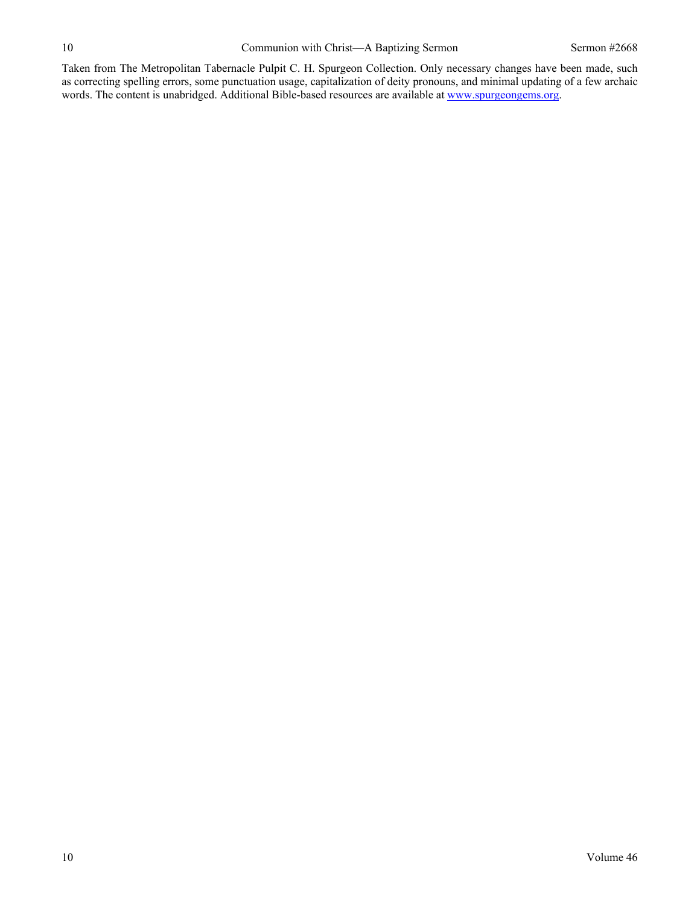Taken from The Metropolitan Tabernacle Pulpit C. H. Spurgeon Collection. Only necessary changes have been made, such as correcting spelling errors, some punctuation usage, capitalization of deity pronouns, and minimal updating of a few archaic words. The content is unabridged. Additional Bible-based resources are available at www.spurgeongems.org.